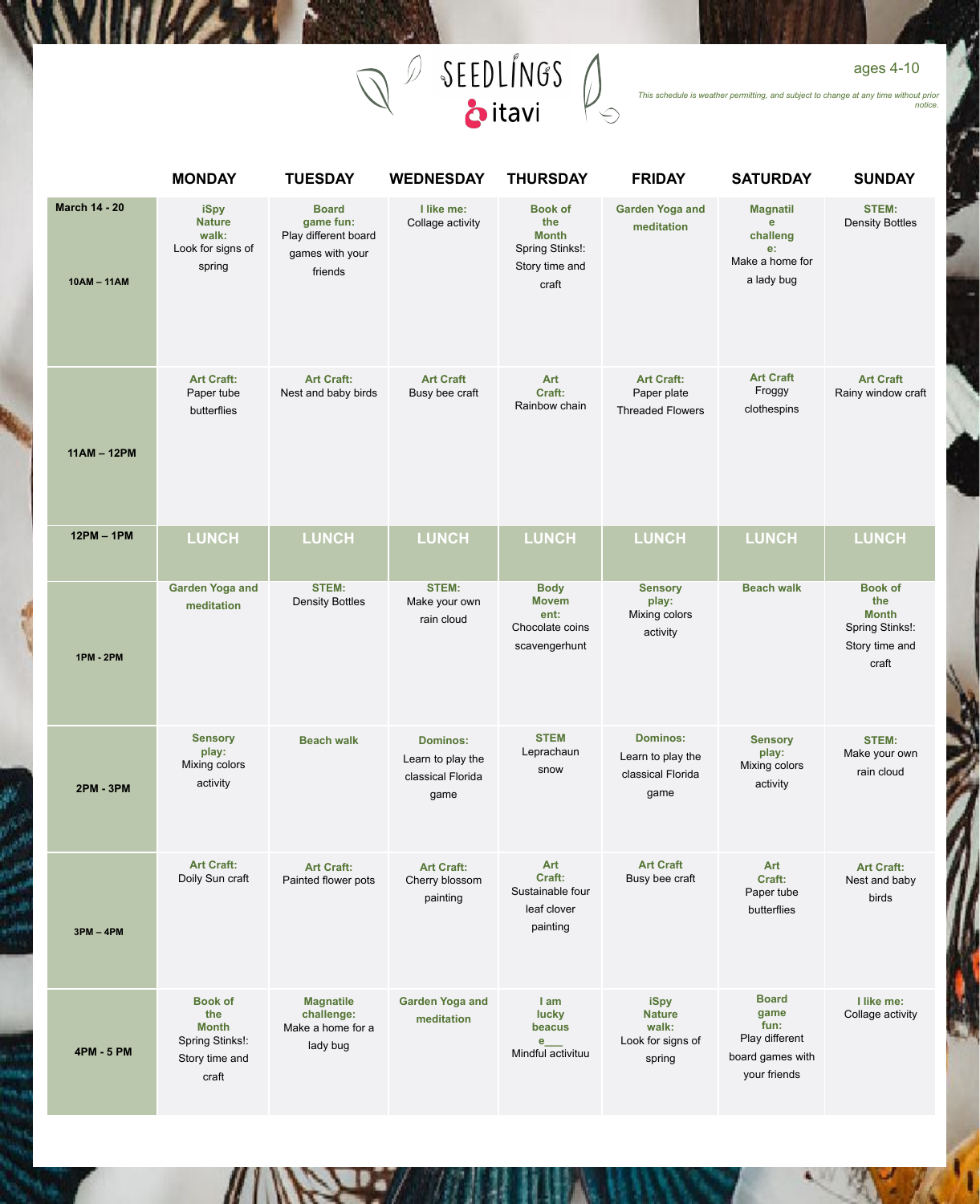# SEEDLINGS itavi

ages 4-10

*This schedule is weather permitting, and subject to change at any time without prior notice.*

| | MONDAY | TUESDAY | WEDNESDAY | THURSDAY | FRIDAY | SATURDAY | SUNDAY |
|---|---|---|---|---|---|---|---|
| **March 14 - 20** **10AM – 11AM** | **iSpy Nature walk:** Look for signs of spring | **Board game fun:** Play different board games with your friends | **I like me:** Collage activity | **Book of the Month** Spring Stinks!: Story time and craft | **Garden Yoga and meditation** | **Magnatile challenge:** Make a home for a lady bug | **STEM:** Density Bottles |
| **11AM – 12PM** | **Art Craft:** Paper tube butterflies | **Art Craft:** Nest and baby birds | **Art Craft** Busy bee craft | **Art Craft:** Rainbow chain | **Art Craft:** Paper plate Threaded Flowers | **Art Craft** Froggy clothespins | **Art Craft** Rainy window craft |
| **12PM – 1PM** | LUNCH | LUNCH | LUNCH | LUNCH | LUNCH | LUNCH | LUNCH |
| **1PM - 2PM** | **Garden Yoga and meditation** | **STEM:** Density Bottles | **STEM:** Make your own rain cloud | **Body Movement:** Chocolate coins scavengerhunt | **Sensory play:** Mixing colors activity | **Beach walk** | **Book of the Month** Spring Stinks!: Story time and craft |
| **2PM - 3PM** | **Sensory play:** Mixing colors activity | **Beach walk** | **Dominos:** Learn to play the classical Florida game | **STEM** Leprachaun snow | **Dominos:** Learn to play the classical Florida game | **Sensory play:** Mixing colors activity | **STEM:** Make your own rain cloud |
| **3PM – 4PM** | **Art Craft:** Doily Sun craft | **Art Craft:** Painted flower pots | **Art Craft:** Cherry blossom painting | **Art Craft:** Sustainable four leaf clover painting | **Art Craft** Busy bee craft | **Art Craft:** Paper tube butterflies | **Art Craft:** Nest and baby birds |
| **4PM - 5 PM** | **Book of the Month** Spring Stinks!: Story time and craft | **Magnatile challenge:** Make a home for a lady bug | **Garden Yoga and meditation** | **I am lucky beacuse___** Mindful activituu | **iSpy Nature walk:** Look for signs of spring | **Board game fun:** Play different board games with your friends | **I like me:** Collage activity |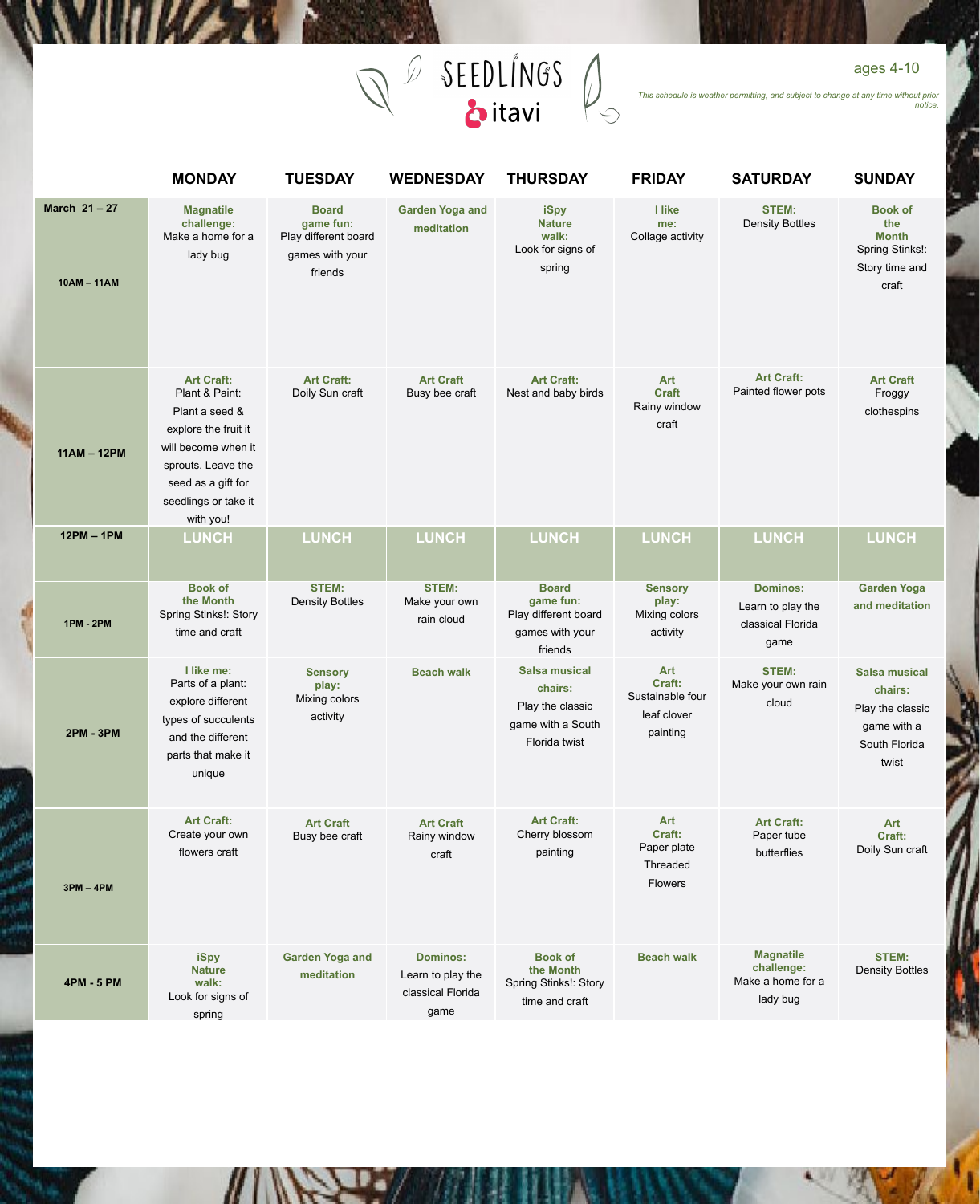# SEEDLINGS itavi

ages 4-10

*This schedule is weather permitting, and subject to change at any time without prior notice.*

| March 21 – 27 | MONDAY | TUESDAY | WEDNESDAY | THURSDAY | FRIDAY | SATURDAY | SUNDAY |
|---|---|---|---|---|---|---|---|
| 10AM – 11AM | **Magnatile challenge:** Make a home for a lady bug | **Board game fun:** Play different board games with your friends | **Garden Yoga and meditation** | **iSpy Nature walk:** Look for signs of spring | **I like me:** Collage activity | **STEM:** Density Bottles | **Book of the Month** Spring Stinks!: Story time and craft |
| 11AM – 12PM | **Art Craft:** Plant & Paint: Plant a seed & explore the fruit it will become when it sprouts. Leave the seed as a gift for seedlings or take it with you! | **Art Craft:** Doily Sun craft | **Art Craft** Busy bee craft | **Art Craft:** Nest and baby birds | **Art Craft** Rainy window craft | **Art Craft:** Painted flower pots | **Art Craft** Froggy clothespins |
| 12PM – 1PM | LUNCH | LUNCH | LUNCH | LUNCH | LUNCH | LUNCH | LUNCH |
| 1PM - 2PM | **Book of the Month** Spring Stinks!: Story time and craft | **STEM:** Density Bottles | **STEM:** Make your own rain cloud | **Board game fun:** Play different board games with your friends | **Sensory play:** Mixing colors activity | **Dominos:** Learn to play the classical Florida game | **Garden Yoga and meditation** |
| 2PM - 3PM | **I like me:** Parts of a plant: explore different types of succulents and the different parts that make it unique | **Sensory play:** Mixing colors activity | **Beach walk** | **Salsa musical chairs:** Play the classic game with a South Florida twist | **Art Craft:** Sustainable four leaf clover painting | **STEM:** Make your own rain cloud | **Salsa musical chairs:** Play the classic game with a South Florida twist |
| 3PM – 4PM | **Art Craft:** Create your own flowers craft | **Art Craft** Busy bee craft | **Art Craft** Rainy window craft | **Art Craft:** Cherry blossom painting | **Art Craft:** Paper plate Threaded Flowers | **Art Craft:** Paper tube butterflies | **Art Craft:** Doily Sun craft |
| 4PM - 5 PM | **iSpy Nature walk:** Look for signs of spring | **Garden Yoga and meditation** | **Dominos:** Learn to play the classical Florida game | **Book of the Month** Spring Stinks!: Story time and craft | **Beach walk** | **Magnatile challenge:** Make a home for a lady bug | **STEM:** Density Bottles |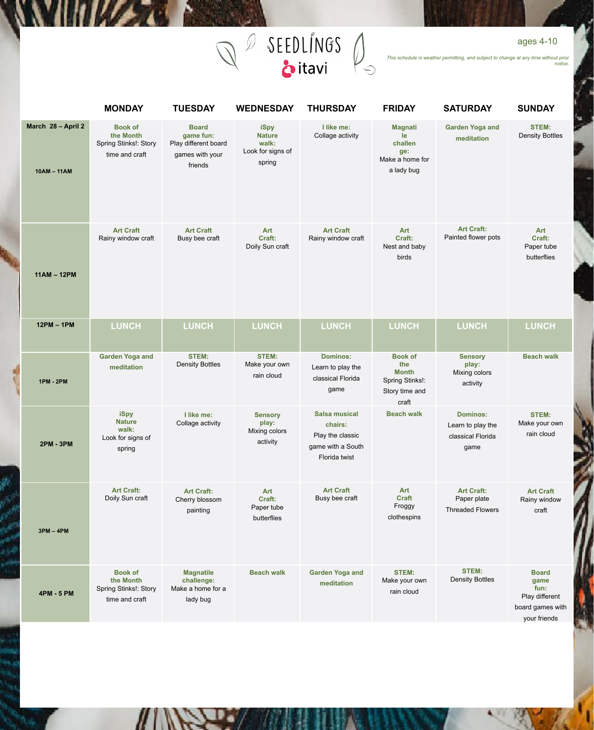# SEEDLINGS itavi

ages 4-10

*This schedule is weather permitting, and subject to change at any time without prior notice.*

| | MONDAY | TUESDAY | WEDNESDAY | THURSDAY | FRIDAY | SATURDAY | SUNDAY |
|---|---|---|---|---|---|---|---|
| **March 28 – April 2** **10AM – 11AM** | **Book of the Month** Spring Stinks!: Story time and craft | **Board game fun:** Play different board games with your friends | **iSpy Nature walk:** Look for signs of spring | **I like me:** Collage activity | **Magnatile challenge:** Make a home for a lady bug | **Garden Yoga and meditation** | **STEM:** Density Bottles |
| **11AM – 12PM** | **Art Craft** Rainy window craft | **Art Craft** Busy bee craft | **Art Craft:** Doily Sun craft | **Art Craft** Rainy window craft | **Art Craft:** Nest and baby birds | **Art Craft:** Painted flower pots | **Art Craft:** Paper tube butterflies |
| **12PM – 1PM** | **LUNCH** | **LUNCH** | **LUNCH** | **LUNCH** | **LUNCH** | **LUNCH** | **LUNCH** |
| **1PM - 2PM** | **Garden Yoga and meditation** | **STEM:** Density Bottles | **STEM:** Make your own rain cloud | **Dominos:** Learn to play the classical Florida game | **Book of the Month** Spring Stinks!: Story time and craft | **Sensory play:** Mixing colors activity | **Beach walk** |
| **2PM - 3PM** | **iSpy Nature walk:** Look for signs of spring | **I like me:** Collage activity | **Sensory play:** Mixing colors activity | **Salsa musical chairs:** Play the classic game with a South Florida twist | **Beach walk** | **Dominos:** Learn to play the classical Florida game | **STEM:** Make your own rain cloud |
| **3PM – 4PM** | **Art Craft:** Doily Sun craft | **Art Craft:** Cherry blossom painting | **Art Craft:** Paper tube butterflies | **Art Craft** Busy bee craft | **Art Craft** Froggy clothespins | **Art Craft:** Paper plate Threaded Flowers | **Art Craft** Rainy window craft |
| **4PM - 5 PM** | **Book of the Month** Spring Stinks!: Story time and craft | **Magnatile challenge:** Make a home for a lady bug | **Beach walk** | **Garden Yoga and meditation** | **STEM:** Make your own rain cloud | **STEM:** Density Bottles | **Board game fun:** Play different board games with your friends |